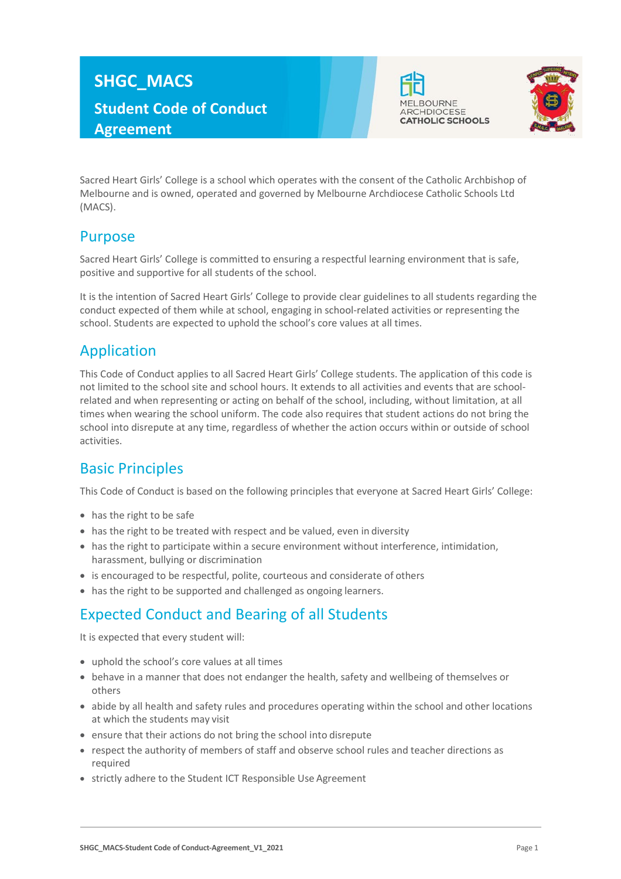# SHGC_MACS

## Student Code of Conduct Agreement

Sacred Heart Girls' College is a school which operates with the consent of the Catholic Archbishop of Melbourne and is owned, operated and governed by Melbourne Archdiocese Catholic Schools Ltd (MACS).

## Purpose

Sacred Heart Girls' College is committed to ensuring a respectful learning environment that is safe, positive and supportive for all students of the school.

It is the intention of Sacred Heart Girls' College to provide clear guidelines to all students regarding the conduct expected of them while at school, engaging in school-related activities or representing the school. Students are expected to uphold the school's core values at all times.

## Application

This Code of Conduct applies to all Sacred Heart Girls' College students. The application of this code is not limited to the school site and school hours. It extends to all activities and events that are school-related and when representing or acting on behalf of the school, including, without limitation, at all times when wearing the school uniform. The code also requires that student actions do not bring the school into disrepute at any time, regardless of whether the action occurs within or outside of school activities.

## Basic Principles

This Code of Conduct is based on the following principles that everyone at Sacred Heart Girls' College:

- has the right to be safe
- has the right to be treated with respect and be valued, even in diversity
- has the right to participate within a secure environment without interference, intimidation, harassment, bullying or discrimination
- is encouraged to be respectful, polite, courteous and considerate of others
- has the right to be supported and challenged as ongoing learners.

## Expected Conduct and Bearing of all Students

It is expected that every student will:

- uphold the school's core values at all times
- behave in a manner that does not endanger the health, safety and wellbeing of themselves or others
- abide by all health and safety rules and procedures operating within the school and other locations at which the students may visit
- ensure that their actions do not bring the school into disrepute
- respect the authority of members of staff and observe school rules and teacher directions as required
- strictly adhere to the Student ICT Responsible Use Agreement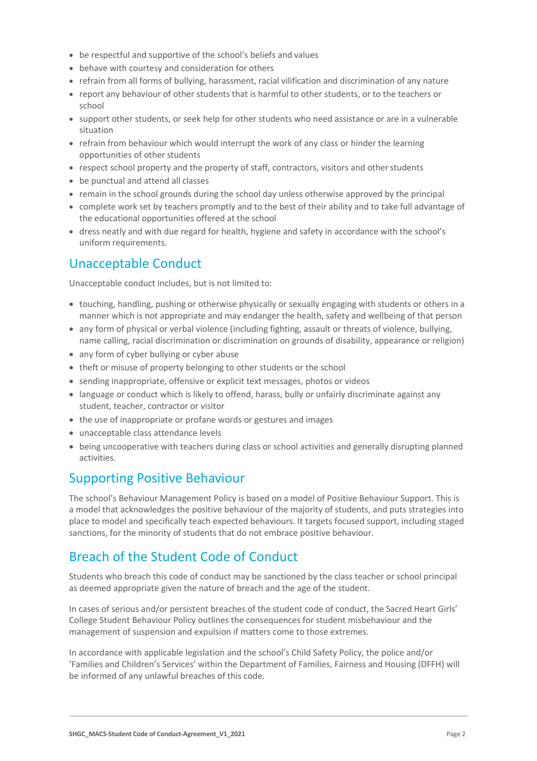- be respectful and supportive of the school's beliefs and values
- behave with courtesy and consideration for others
- refrain from all forms of bullying, harassment, racial vilification and discrimination of any nature
- report any behaviour of other students that is harmful to other students, or to the teachers or school
- support other students, or seek help for other students who need assistance or are in a vulnerable situation
- refrain from behaviour which would interrupt the work of any class or hinder the learning opportunities of other students
- respect school property and the property of staff, contractors, visitors and other students
- be punctual and attend all classes
- remain in the school grounds during the school day unless otherwise approved by the principal
- complete work set by teachers promptly and to the best of their ability and to take full advantage of the educational opportunities offered at the school
- dress neatly and with due regard for health, hygiene and safety in accordance with the school's uniform requirements.

## Unacceptable Conduct

Unacceptable conduct includes, but is not limited to:

- touching, handling, pushing or otherwise physically or sexually engaging with students or others in a manner which is not appropriate and may endanger the health, safety and wellbeing of that person
- any form of physical or verbal violence (including fighting, assault or threats of violence, bullying, name calling, racial discrimination or discrimination on grounds of disability, appearance or religion)
- any form of cyber bullying or cyber abuse
- theft or misuse of property belonging to other students or the school
- sending inappropriate, offensive or explicit text messages, photos or videos
- language or conduct which is likely to offend, harass, bully or unfairly discriminate against any student, teacher, contractor or visitor
- the use of inappropriate or profane words or gestures and images
- unacceptable class attendance levels
- being uncooperative with teachers during class or school activities and generally disrupting planned activities.

## Supporting Positive Behaviour

The school's Behaviour Management Policy is based on a model of Positive Behaviour Support. This is a model that acknowledges the positive behaviour of the majority of students, and puts strategies into place to model and specifically teach expected behaviours. It targets focused support, including staged sanctions, for the minority of students that do not embrace positive behaviour.

## Breach of the Student Code of Conduct

Students who breach this code of conduct may be sanctioned by the class teacher or school principal as deemed appropriate given the nature of breach and the age of the student.

In cases of serious and/or persistent breaches of the student code of conduct, the Sacred Heart Girls' College Student Behaviour Policy outlines the consequences for student misbehaviour and the management of suspension and expulsion if matters come to those extremes.

In accordance with applicable legislation and the school's Child Safety Policy, the police and/or 'Families and Children's Services' within the Department of Families, Fairness and Housing (DFFH) will be informed of any unlawful breaches of this code.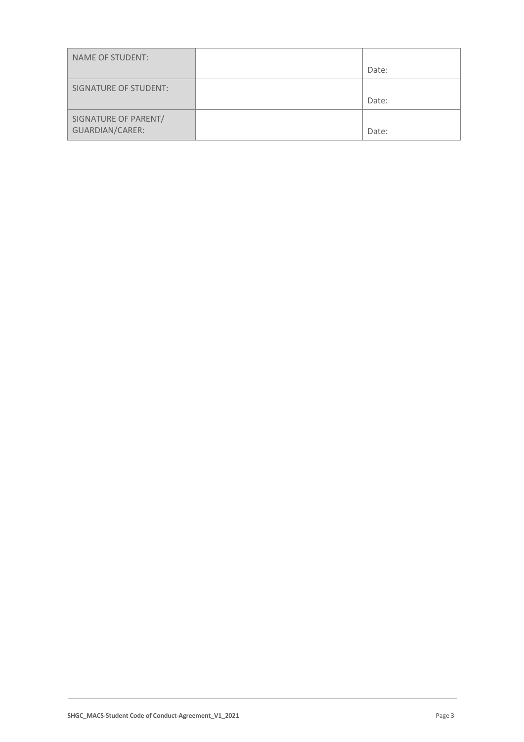| | | |
|---|---|---|
| NAME OF STUDENT: | | Date: |
| SIGNATURE OF STUDENT: | | Date: |
| SIGNATURE OF PARENT/ GUARDIAN/CARER: | | Date: |